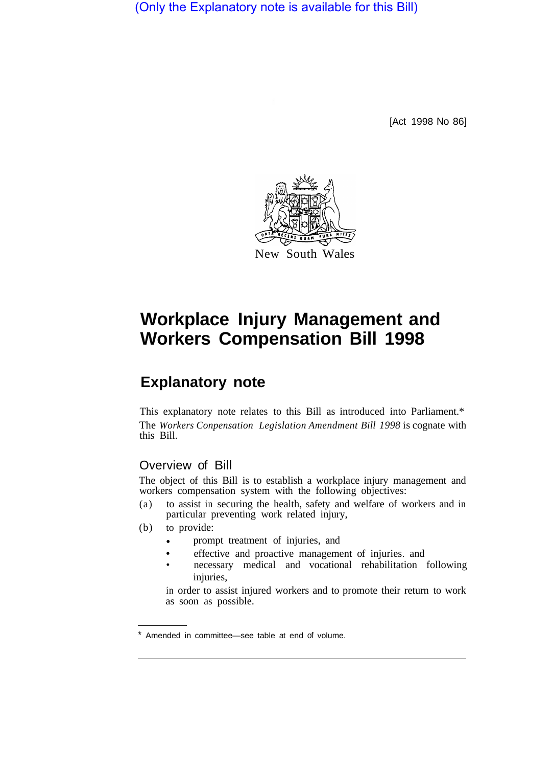(Only the Explanatory note is available for this Bill)

[Act 1998 No 86]

New South Wales

# Workplace Injury Management and Workers Compensation Bill 1998

## Explanatory note

This explanatory note relates to this Bill as introduced into Parliament.*
The *Workers Compensation Legislation Amendment Bill 1998* is cognate with this Bill.

### Overview of Bill

The object of this Bill is to establish a workplace injury management and workers compensation system with the following objectives:

(a) to assist in securing the health, safety and welfare of workers and in particular preventing work related injury,

(b) to provide:

- prompt treatment of injuries, and
- effective and proactive management of injuries. and
- necessary medical and vocational rehabilitation following injuries,

in order to assist injured workers and to promote their return to work as soon as possible.

* Amended in committee—see table at end of volume.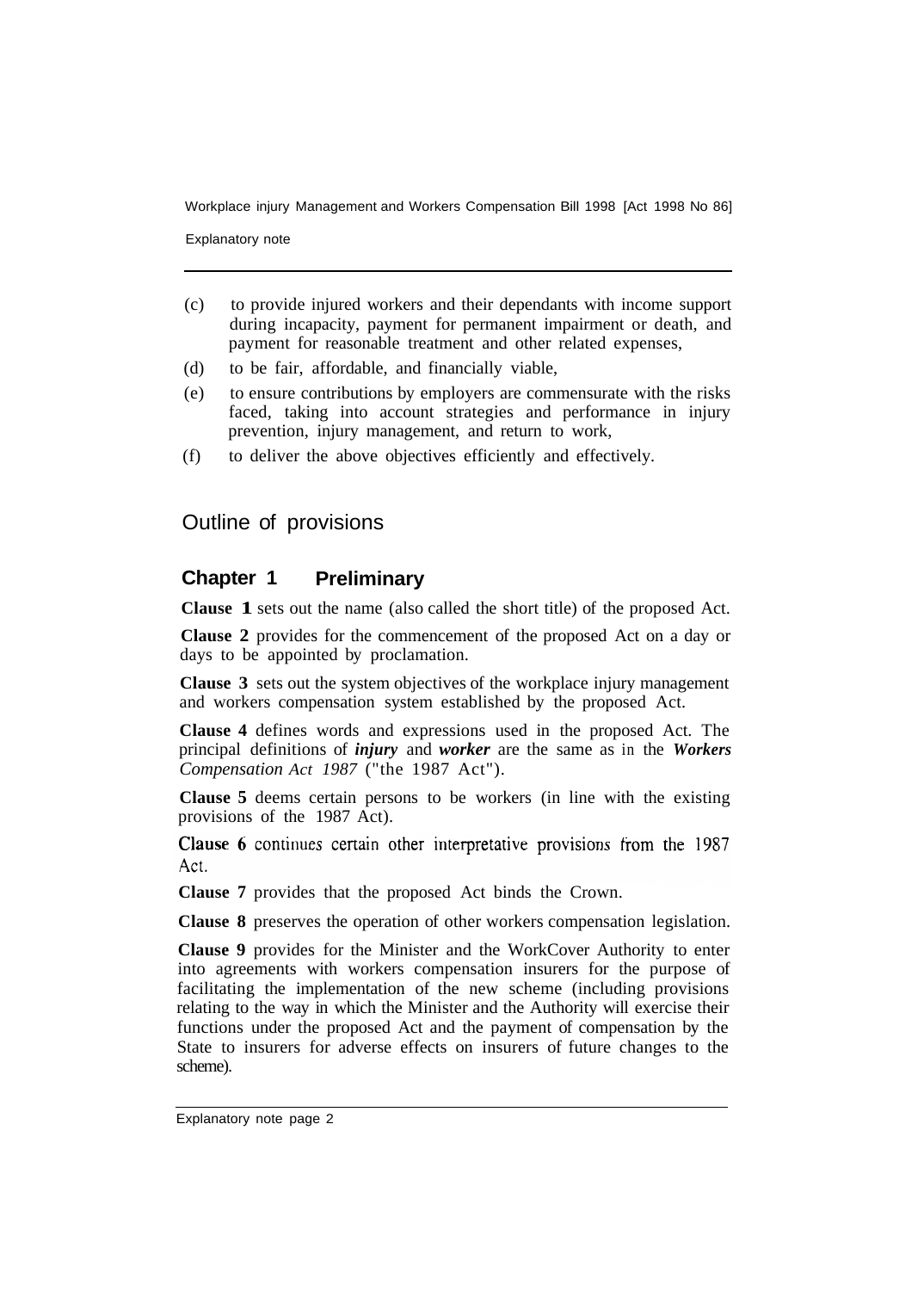(c) to provide injured workers and their dependants with income support during incapacity, payment for permanent impairment or death, and payment for reasonable treatment and other related expenses,

(d) to be fair, affordable, and financially viable,

(e) to ensure contributions by employers are commensurate with the risks faced, taking into account strategies and performance in injury prevention, injury management, and return to work,

(f) to deliver the above objectives efficiently and effectively.

## Outline of provisions

### Chapter 1 Preliminary

**Clause 1** sets out the name (also called the short title) of the proposed Act.

**Clause 2** provides for the commencement of the proposed Act on a day or days to be appointed by proclamation.

**Clause 3** sets out the system objectives of the workplace injury management and workers compensation system established by the proposed Act.

**Clause 4** defines words and expressions used in the proposed Act. The principal definitions of ***injury*** and ***worker*** are the same as in the ***Workers*** *Compensation Act 1987* ("the 1987 Act").

**Clause 5** deems certain persons to be workers (in line with the existing provisions of the 1987 Act).

**Clause 6** continues certain other interpretative provisions from the 1987 Act.

**Clause 7** provides that the proposed Act binds the Crown.

**Clause 8** preserves the operation of other workers compensation legislation.

**Clause 9** provides for the Minister and the WorkCover Authority to enter into agreements with workers compensation insurers for the purpose of facilitating the implementation of the new scheme (including provisions relating to the way in which the Minister and the Authority will exercise their functions under the proposed Act and the payment of compensation by the State to insurers for adverse effects on insurers of future changes to the scheme).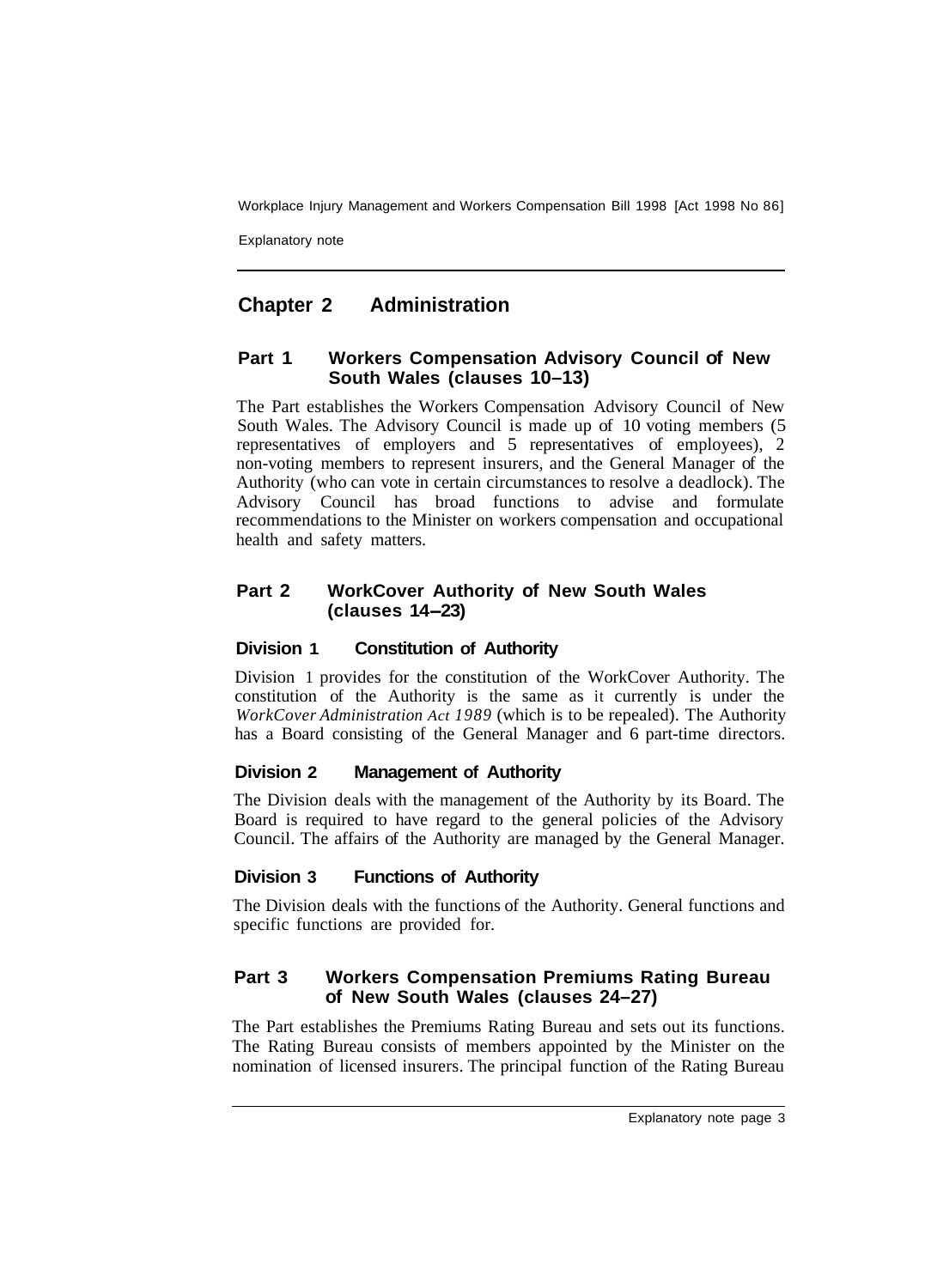## Chapter 2 Administration

### Part 1 Workers Compensation Advisory Council of New South Wales (clauses 10–13)

The Part establishes the Workers Compensation Advisory Council of New South Wales. The Advisory Council is made up of 10 voting members (5 representatives of employers and 5 representatives of employees), 2 non-voting members to represent insurers, and the General Manager of the Authority (who can vote in certain circumstances to resolve a deadlock). The Advisory Council has broad functions to advise and formulate recommendations to the Minister on workers compensation and occupational health and safety matters.

### Part 2 WorkCover Authority of New South Wales (clauses 14–23)

#### Division 1 Constitution of Authority

Division 1 provides for the constitution of the WorkCover Authority. The constitution of the Authority is the same as it currently is under the *WorkCover Administration Act 1989* (which is to be repealed). The Authority has a Board consisting of the General Manager and 6 part-time directors.

#### Division 2 Management of Authority

The Division deals with the management of the Authority by its Board. The Board is required to have regard to the general policies of the Advisory Council. The affairs of the Authority are managed by the General Manager.

#### Division 3 Functions of Authority

The Division deals with the functions of the Authority. General functions and specific functions are provided for.

### Part 3 Workers Compensation Premiums Rating Bureau of New South Wales (clauses 24–27)

The Part establishes the Premiums Rating Bureau and sets out its functions. The Rating Bureau consists of members appointed by the Minister on the nomination of licensed insurers. The principal function of the Rating Bureau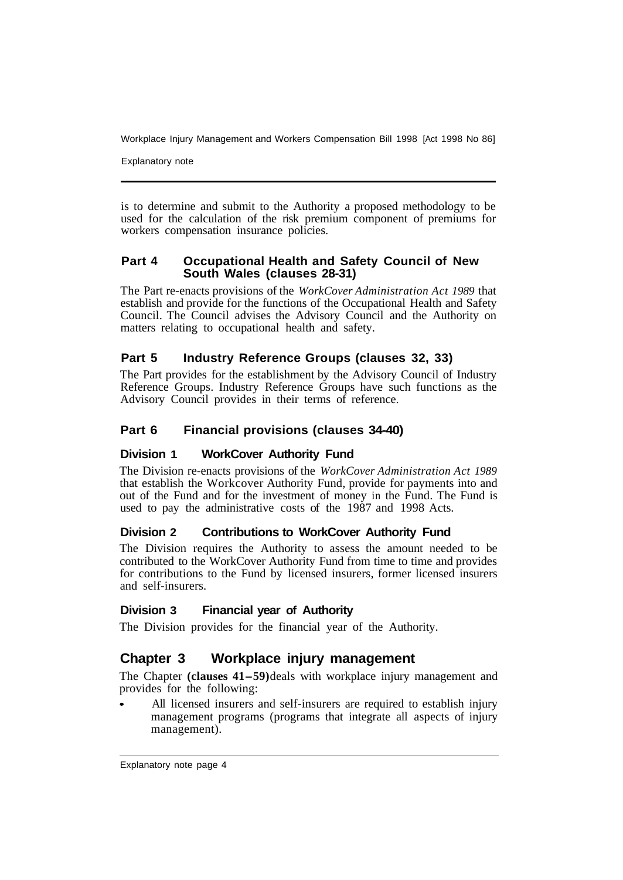is to determine and submit to the Authority a proposed methodology to be used for the calculation of the risk premium component of premiums for workers compensation insurance policies.

### Part 4 Occupational Health and Safety Council of New South Wales (clauses 28-31)

The Part re-enacts provisions of the *WorkCover Administration Act 1989* that establish and provide for the functions of the Occupational Health and Safety Council. The Council advises the Advisory Council and the Authority on matters relating to occupational health and safety.

### Part 5 Industry Reference Groups (clauses 32, 33)

The Part provides for the establishment by the Advisory Council of Industry Reference Groups. Industry Reference Groups have such functions as the Advisory Council provides in their terms of reference.

### Part 6 Financial provisions (clauses 34-40)

#### Division 1 WorkCover Authority Fund

The Division re-enacts provisions of the *WorkCover Administration Act 1989* that establish the Workcover Authority Fund, provide for payments into and out of the Fund and for the investment of money in the Fund. The Fund is used to pay the administrative costs of the 1987 and 1998 Acts.

#### Division 2 Contributions to WorkCover Authority Fund

The Division requires the Authority to assess the amount needed to be contributed to the WorkCover Authority Fund from time to time and provides for contributions to the Fund by licensed insurers, former licensed insurers and self-insurers.

#### Division 3 Financial year of Authority

The Division provides for the financial year of the Authority.

## Chapter 3 Workplace injury management

The Chapter **(clauses 41–59)** deals with workplace injury management and provides for the following:

- All licensed insurers and self-insurers are required to establish injury management programs (programs that integrate all aspects of injury management).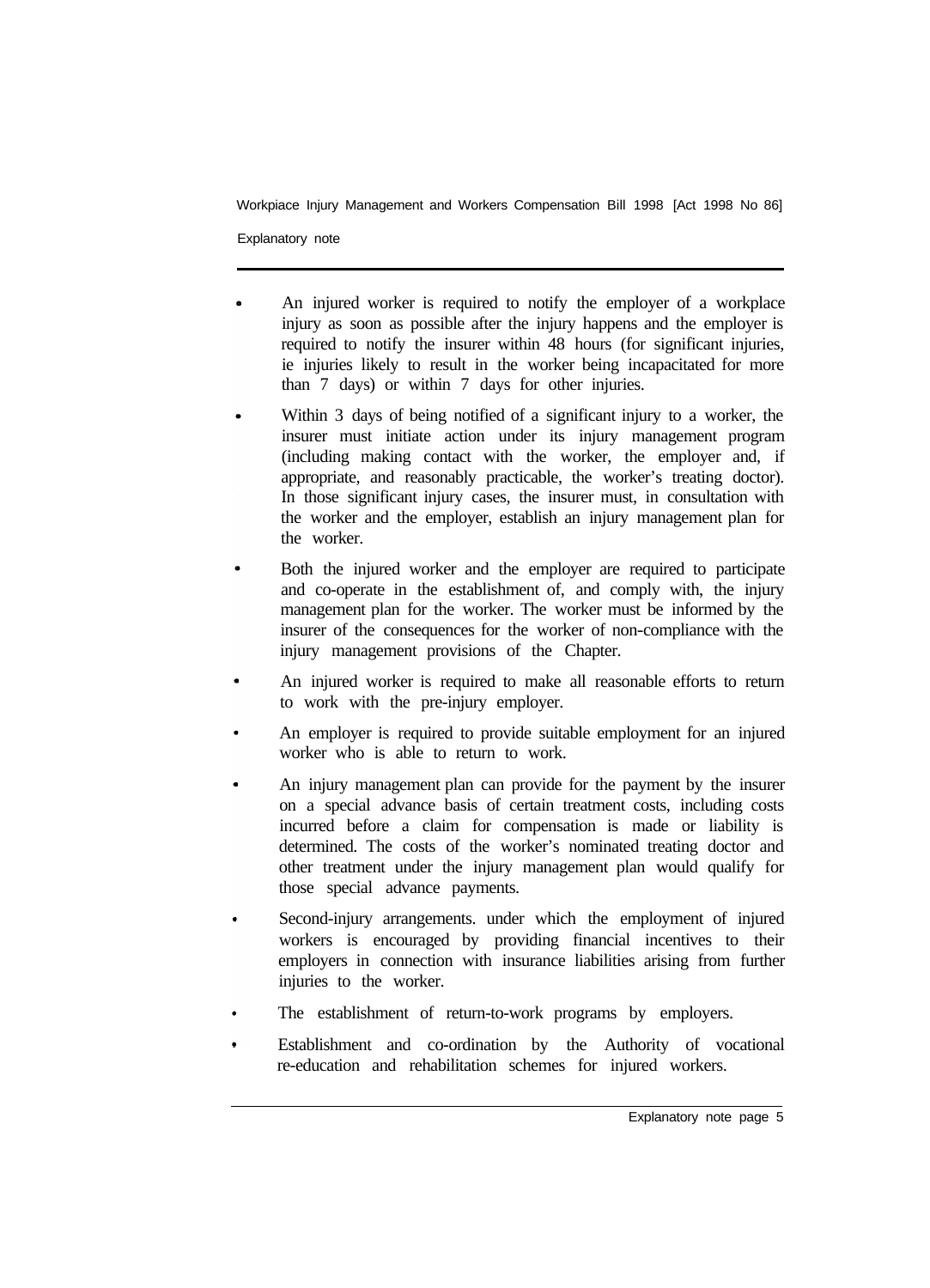- An injured worker is required to notify the employer of a workplace injury as soon as possible after the injury happens and the employer is required to notify the insurer within 48 hours (for significant injuries, ie injuries likely to result in the worker being incapacitated for more than 7 days) or within 7 days for other injuries.
- Within 3 days of being notified of a significant injury to a worker, the insurer must initiate action under its injury management program (including making contact with the worker, the employer and, if appropriate, and reasonably practicable, the worker's treating doctor). In those significant injury cases, the insurer must, in consultation with the worker and the employer, establish an injury management plan for the worker.
- Both the injured worker and the employer are required to participate and co-operate in the establishment of, and comply with, the injury management plan for the worker. The worker must be informed by the insurer of the consequences for the worker of non-compliance with the injury management provisions of the Chapter.
- An injured worker is required to make all reasonable efforts to return to work with the pre-injury employer.
- An employer is required to provide suitable employment for an injured worker who is able to return to work.
- An injury management plan can provide for the payment by the insurer on a special advance basis of certain treatment costs, including costs incurred before a claim for compensation is made or liability is determined. The costs of the worker's nominated treating doctor and other treatment under the injury management plan would qualify for those special advance payments.
- Second-injury arrangements. under which the employment of injured workers is encouraged by providing financial incentives to their employers in connection with insurance liabilities arising from further injuries to the worker.
- The establishment of return-to-work programs by employers.
- Establishment and co-ordination by the Authority of vocational re-education and rehabilitation schemes for injured workers.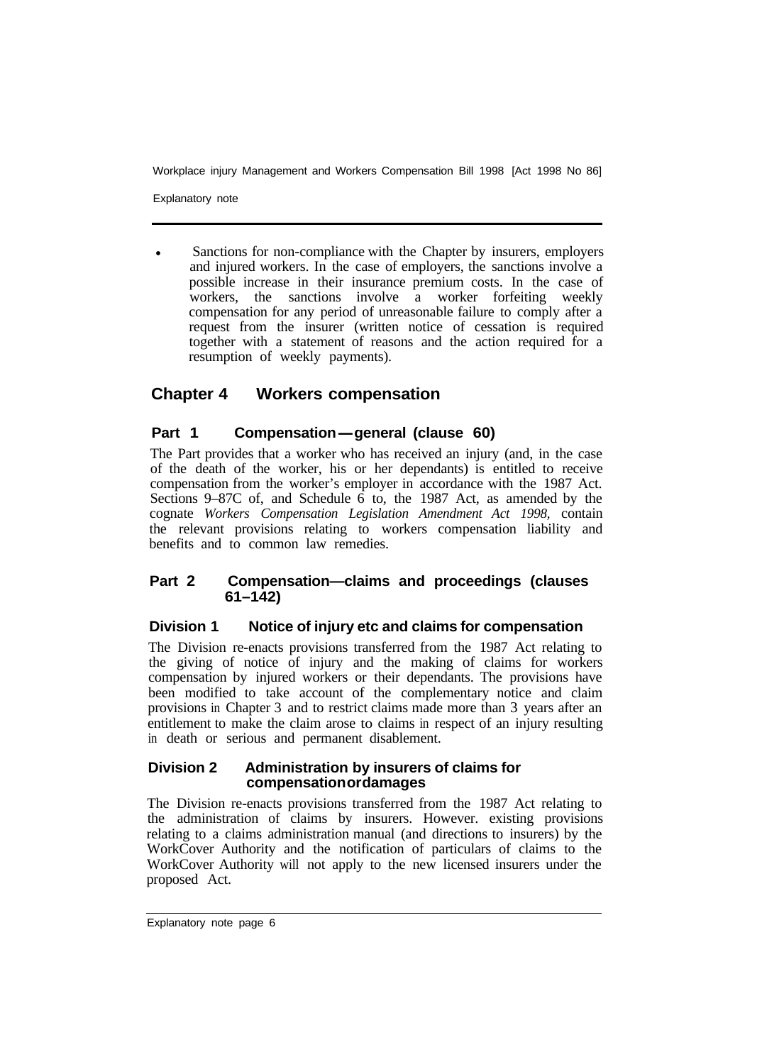- Sanctions for non-compliance with the Chapter by insurers, employers and injured workers. In the case of employers, the sanctions involve a possible increase in their insurance premium costs. In the case of workers, the sanctions involve a worker forfeiting weekly compensation for any period of unreasonable failure to comply after a request from the insurer (written notice of cessation is required together with a statement of reasons and the action required for a resumption of weekly payments).

## Chapter 4 Workers compensation

### Part 1 Compensation—general (clause 60)

The Part provides that a worker who has received an injury (and, in the case of the death of the worker, his or her dependants) is entitled to receive compensation from the worker's employer in accordance with the 1987 Act. Sections 9–87C of, and Schedule 6 to, the 1987 Act, as amended by the cognate *Workers Compensation Legislation Amendment Act 1998,* contain the relevant provisions relating to workers compensation liability and benefits and to common law remedies.

### Part 2 Compensation—claims and proceedings (clauses 61–142)

#### Division 1 Notice of injury etc and claims for compensation

The Division re-enacts provisions transferred from the 1987 Act relating to the giving of notice of injury and the making of claims for workers compensation by injured workers or their dependants. The provisions have been modified to take account of the complementary notice and claim provisions in Chapter 3 and to restrict claims made more than 3 years after an entitlement to make the claim arose to claims in respect of an injury resulting in death or serious and permanent disablement.

#### Division 2 Administration by insurers of claims for compensation or damages

The Division re-enacts provisions transferred from the 1987 Act relating to the administration of claims by insurers. However. existing provisions relating to a claims administration manual (and directions to insurers) by the WorkCover Authority and the notification of particulars of claims to the WorkCover Authority will not apply to the new licensed insurers under the proposed Act.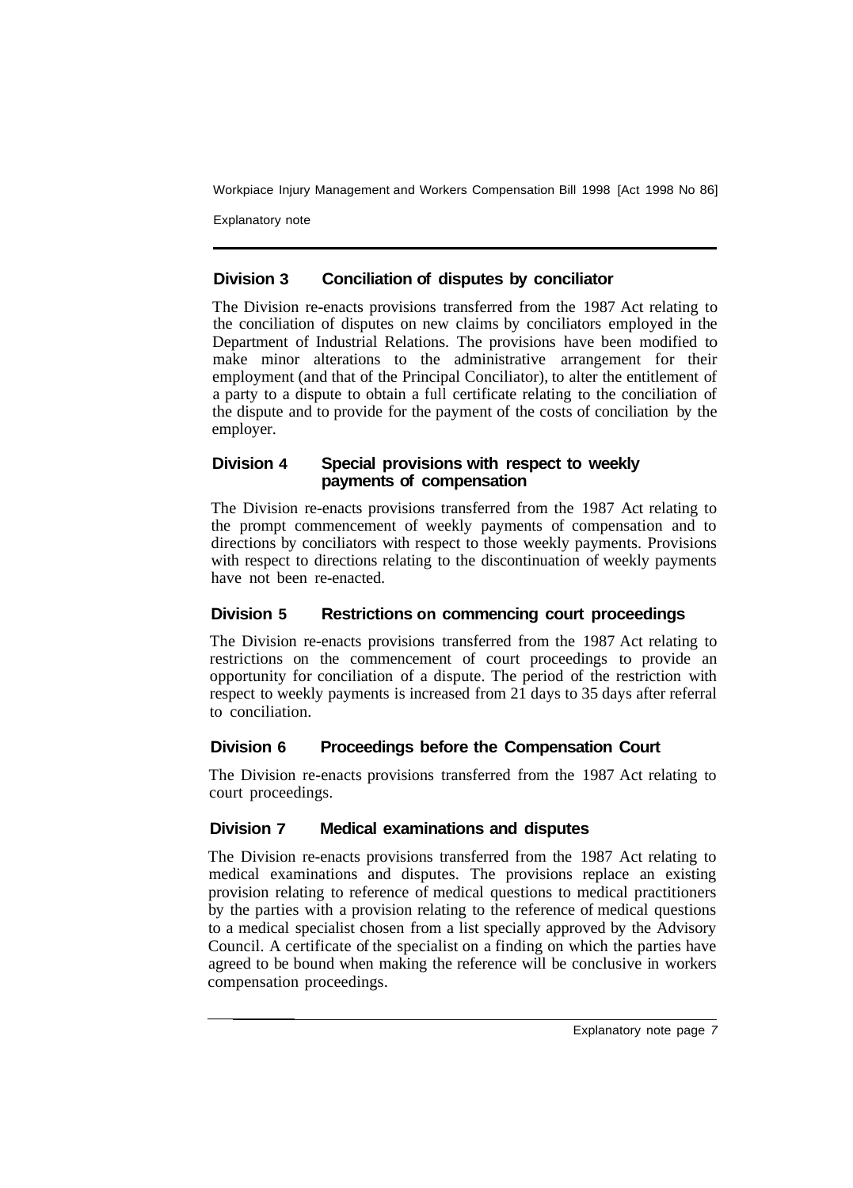### Division 3 Conciliation of disputes by conciliator

The Division re-enacts provisions transferred from the 1987 Act relating to the conciliation of disputes on new claims by conciliators employed in the Department of Industrial Relations. The provisions have been modified to make minor alterations to the administrative arrangement for their employment (and that of the Principal Conciliator), to alter the entitlement of a party to a dispute to obtain a full certificate relating to the conciliation of the dispute and to provide for the payment of the costs of conciliation by the employer.

### Division 4 Special provisions with respect to weekly payments of compensation

The Division re-enacts provisions transferred from the 1987 Act relating to the prompt commencement of weekly payments of compensation and to directions by conciliators with respect to those weekly payments. Provisions with respect to directions relating to the discontinuation of weekly payments have not been re-enacted.

### Division 5 Restrictions on commencing court proceedings

The Division re-enacts provisions transferred from the 1987 Act relating to restrictions on the commencement of court proceedings to provide an opportunity for conciliation of a dispute. The period of the restriction with respect to weekly payments is increased from 21 days to 35 days after referral to conciliation.

### Division 6 Proceedings before the Compensation Court

The Division re-enacts provisions transferred from the 1987 Act relating to court proceedings.

### Division 7 Medical examinations and disputes

The Division re-enacts provisions transferred from the 1987 Act relating to medical examinations and disputes. The provisions replace an existing provision relating to reference of medical questions to medical practitioners by the parties with a provision relating to the reference of medical questions to a medical specialist chosen from a list specially approved by the Advisory Council. A certificate of the specialist on a finding on which the parties have agreed to be bound when making the reference will be conclusive in workers compensation proceedings.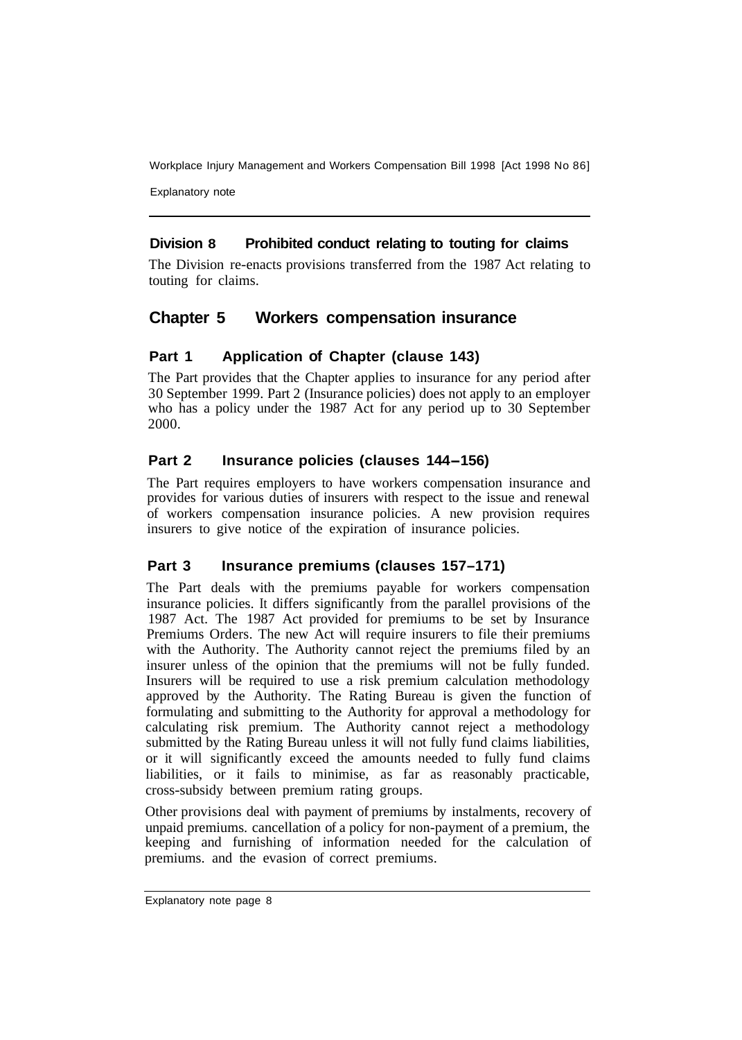### Division 8 Prohibited conduct relating to touting for claims

The Division re-enacts provisions transferred from the 1987 Act relating to touting for claims.

## Chapter 5 Workers compensation insurance

### Part 1 Application of Chapter (clause 143)

The Part provides that the Chapter applies to insurance for any period after 30 September 1999. Part 2 (Insurance policies) does not apply to an employer who has a policy under the 1987 Act for any period up to 30 September 2000.

### Part 2 Insurance policies (clauses 144–156)

The Part requires employers to have workers compensation insurance and provides for various duties of insurers with respect to the issue and renewal of workers compensation insurance policies. A new provision requires insurers to give notice of the expiration of insurance policies.

### Part 3 Insurance premiums (clauses 157–171)

The Part deals with the premiums payable for workers compensation insurance policies. It differs significantly from the parallel provisions of the 1987 Act. The 1987 Act provided for premiums to be set by Insurance Premiums Orders. The new Act will require insurers to file their premiums with the Authority. The Authority cannot reject the premiums filed by an insurer unless of the opinion that the premiums will not be fully funded. Insurers will be required to use a risk premium calculation methodology approved by the Authority. The Rating Bureau is given the function of formulating and submitting to the Authority for approval a methodology for calculating risk premium. The Authority cannot reject a methodology submitted by the Rating Bureau unless it will not fully fund claims liabilities, or it will significantly exceed the amounts needed to fully fund claims liabilities, or it fails to minimise, as far as reasonably practicable, cross-subsidy between premium rating groups.

Other provisions deal with payment of premiums by instalments, recovery of unpaid premiums. cancellation of a policy for non-payment of a premium, the keeping and furnishing of information needed for the calculation of premiums. and the evasion of correct premiums.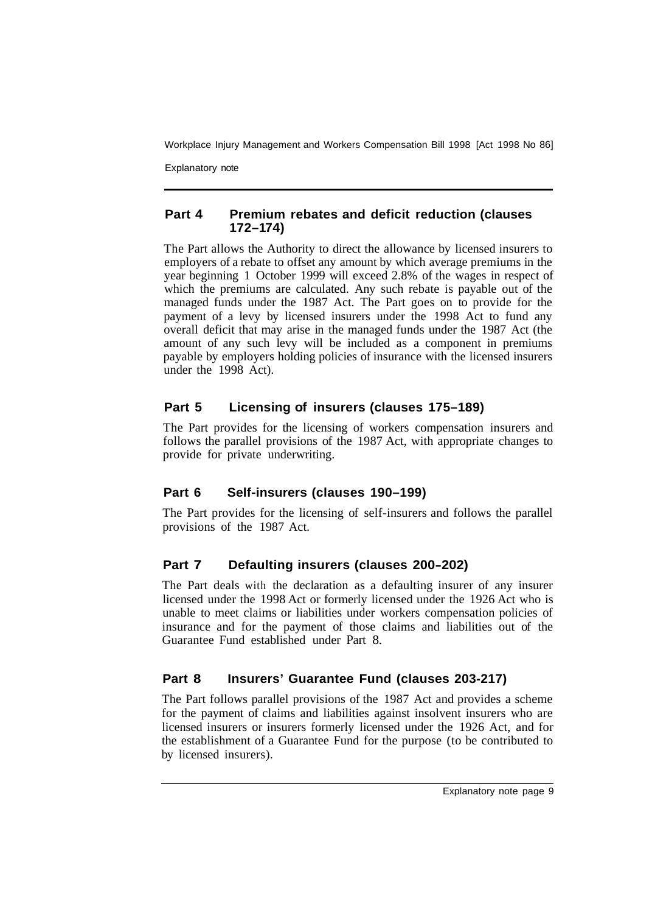## Part 4 Premium rebates and deficit reduction (clauses 172–174)

The Part allows the Authority to direct the allowance by licensed insurers to employers of a rebate to offset any amount by which average premiums in the year beginning 1 October 1999 will exceed 2.8% of the wages in respect of which the premiums are calculated. Any such rebate is payable out of the managed funds under the 1987 Act. The Part goes on to provide for the payment of a levy by licensed insurers under the 1998 Act to fund any overall deficit that may arise in the managed funds under the 1987 Act (the amount of any such levy will be included as a component in premiums payable by employers holding policies of insurance with the licensed insurers under the 1998 Act).

## Part 5 Licensing of insurers (clauses 175–189)

The Part provides for the licensing of workers compensation insurers and follows the parallel provisions of the 1987 Act, with appropriate changes to provide for private underwriting.

## Part 6 Self-insurers (clauses 190–199)

The Part provides for the licensing of self-insurers and follows the parallel provisions of the 1987 Act.

## Part 7 Defaulting insurers (clauses 200–202)

The Part deals with the declaration as a defaulting insurer of any insurer licensed under the 1998 Act or formerly licensed under the 1926 Act who is unable to meet claims or liabilities under workers compensation policies of insurance and for the payment of those claims and liabilities out of the Guarantee Fund established under Part 8.

## Part 8 Insurers' Guarantee Fund (clauses 203-217)

The Part follows parallel provisions of the 1987 Act and provides a scheme for the payment of claims and liabilities against insolvent insurers who are licensed insurers or insurers formerly licensed under the 1926 Act, and for the establishment of a Guarantee Fund for the purpose (to be contributed to by licensed insurers).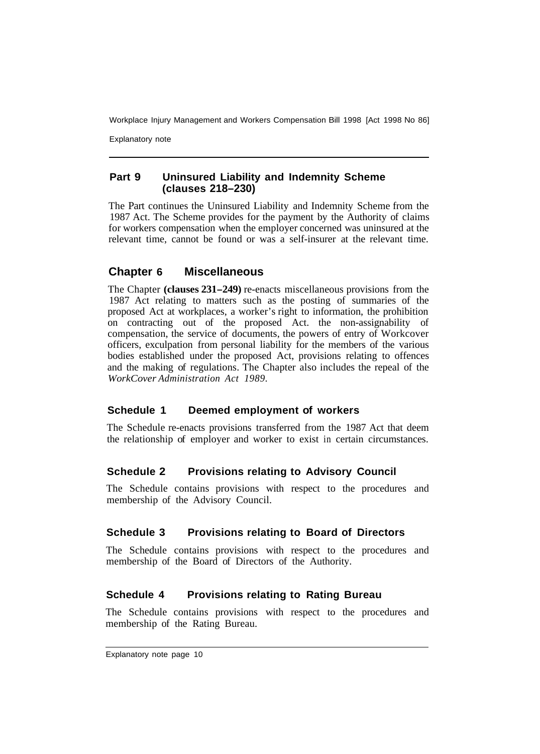## Part 9 Uninsured Liability and Indemnity Scheme (clauses 218–230)

The Part continues the Uninsured Liability and Indemnity Scheme from the 1987 Act. The Scheme provides for the payment by the Authority of claims for workers compensation when the employer concerned was uninsured at the relevant time, cannot be found or was a self-insurer at the relevant time.

## Chapter 6 Miscellaneous

The Chapter **(clauses 231–249)** re-enacts miscellaneous provisions from the 1987 Act relating to matters such as the posting of summaries of the proposed Act at workplaces, a worker's right to information, the prohibition on contracting out of the proposed Act. the non-assignability of compensation, the service of documents, the powers of entry of Workcover officers, exculpation from personal liability for the members of the various bodies established under the proposed Act, provisions relating to offences and the making of regulations. The Chapter also includes the repeal of the *WorkCover Administration Act 1989*.

## Schedule 1 Deemed employment of workers

The Schedule re-enacts provisions transferred from the 1987 Act that deem the relationship of employer and worker to exist in certain circumstances.

## Schedule 2 Provisions relating to Advisory Council

The Schedule contains provisions with respect to the procedures and membership of the Advisory Council.

## Schedule 3 Provisions relating to Board of Directors

The Schedule contains provisions with respect to the procedures and membership of the Board of Directors of the Authority.

## Schedule 4 Provisions relating to Rating Bureau

The Schedule contains provisions with respect to the procedures and membership of the Rating Bureau.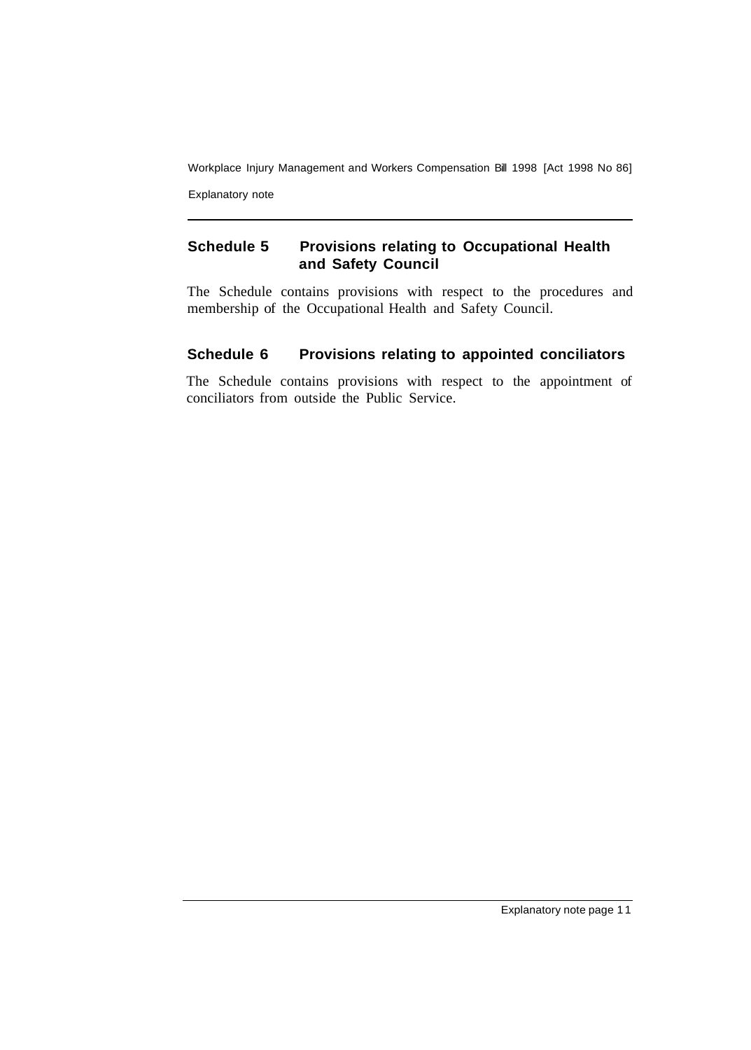## Schedule 5 Provisions relating to Occupational Health and Safety Council

The Schedule contains provisions with respect to the procedures and membership of the Occupational Health and Safety Council.

## Schedule 6 Provisions relating to appointed conciliators

The Schedule contains provisions with respect to the appointment of conciliators from outside the Public Service.